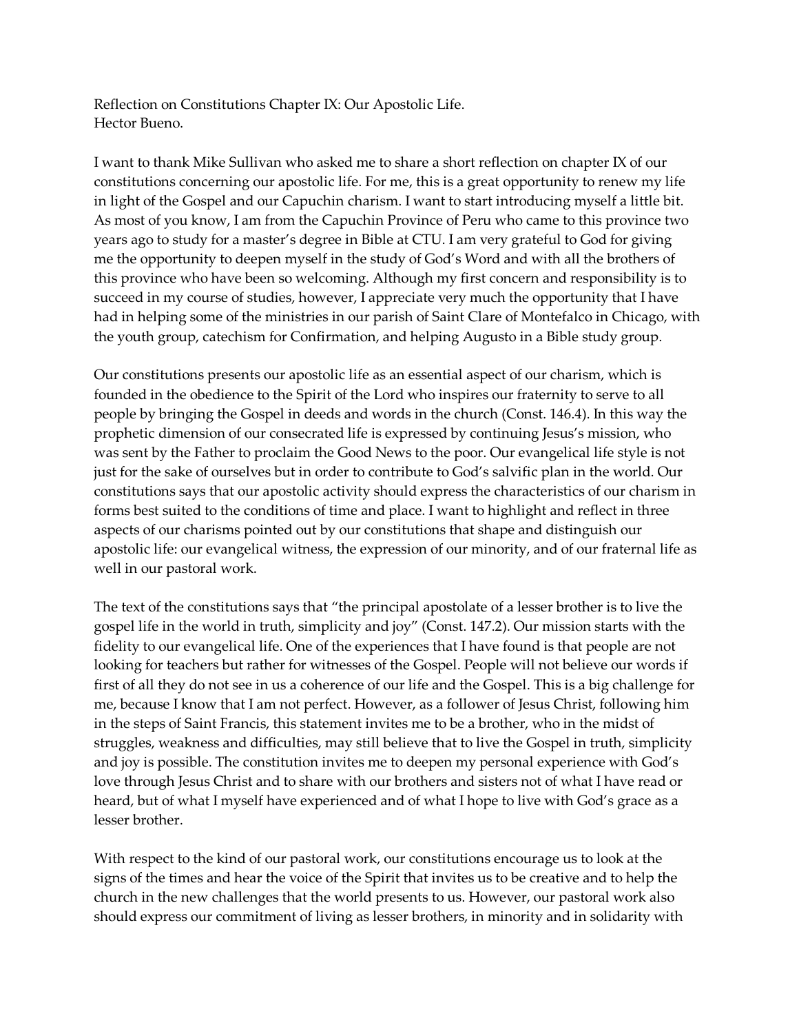Reflection on Constitutions Chapter IX: Our Apostolic Life.
Hector Bueno.

I want to thank Mike Sullivan who asked me to share a short reflection on chapter IX of our constitutions concerning our apostolic life. For me, this is a great opportunity to renew my life in light of the Gospel and our Capuchin charism. I want to start introducing myself a little bit. As most of you know, I am from the Capuchin Province of Peru who came to this province two years ago to study for a master's degree in Bible at CTU. I am very grateful to God for giving me the opportunity to deepen myself in the study of God's Word and with all the brothers of this province who have been so welcoming. Although my first concern and responsibility is to succeed in my course of studies, however, I appreciate very much the opportunity that I have had in helping some of the ministries in our parish of Saint Clare of Montefalco in Chicago, with the youth group, catechism for Confirmation, and helping Augusto in a Bible study group.

Our constitutions presents our apostolic life as an essential aspect of our charism, which is founded in the obedience to the Spirit of the Lord who inspires our fraternity to serve to all people by bringing the Gospel in deeds and words in the church (Const. 146.4). In this way the prophetic dimension of our consecrated life is expressed by continuing Jesus's mission, who was sent by the Father to proclaim the Good News to the poor. Our evangelical life style is not just for the sake of ourselves but in order to contribute to God's salvific plan in the world. Our constitutions says that our apostolic activity should express the characteristics of our charism in forms best suited to the conditions of time and place. I want to highlight and reflect in three aspects of our charisms pointed out by our constitutions that shape and distinguish our apostolic life: our evangelical witness, the expression of our minority, and of our fraternal life as well in our pastoral work.

The text of the constitutions says that "the principal apostolate of a lesser brother is to live the gospel life in the world in truth, simplicity and joy" (Const. 147.2). Our mission starts with the fidelity to our evangelical life. One of the experiences that I have found is that people are not looking for teachers but rather for witnesses of the Gospel. People will not believe our words if first of all they do not see in us a coherence of our life and the Gospel. This is a big challenge for me, because I know that I am not perfect. However, as a follower of Jesus Christ, following him in the steps of Saint Francis, this statement invites me to be a brother, who in the midst of struggles, weakness and difficulties, may still believe that to live the Gospel in truth, simplicity and joy is possible. The constitution invites me to deepen my personal experience with God's love through Jesus Christ and to share with our brothers and sisters not of what I have read or heard, but of what I myself have experienced and of what I hope to live with God's grace as a lesser brother.

With respect to the kind of our pastoral work, our constitutions encourage us to look at the signs of the times and hear the voice of the Spirit that invites us to be creative and to help the church in the new challenges that the world presents to us. However, our pastoral work also should express our commitment of living as lesser brothers, in minority and in solidarity with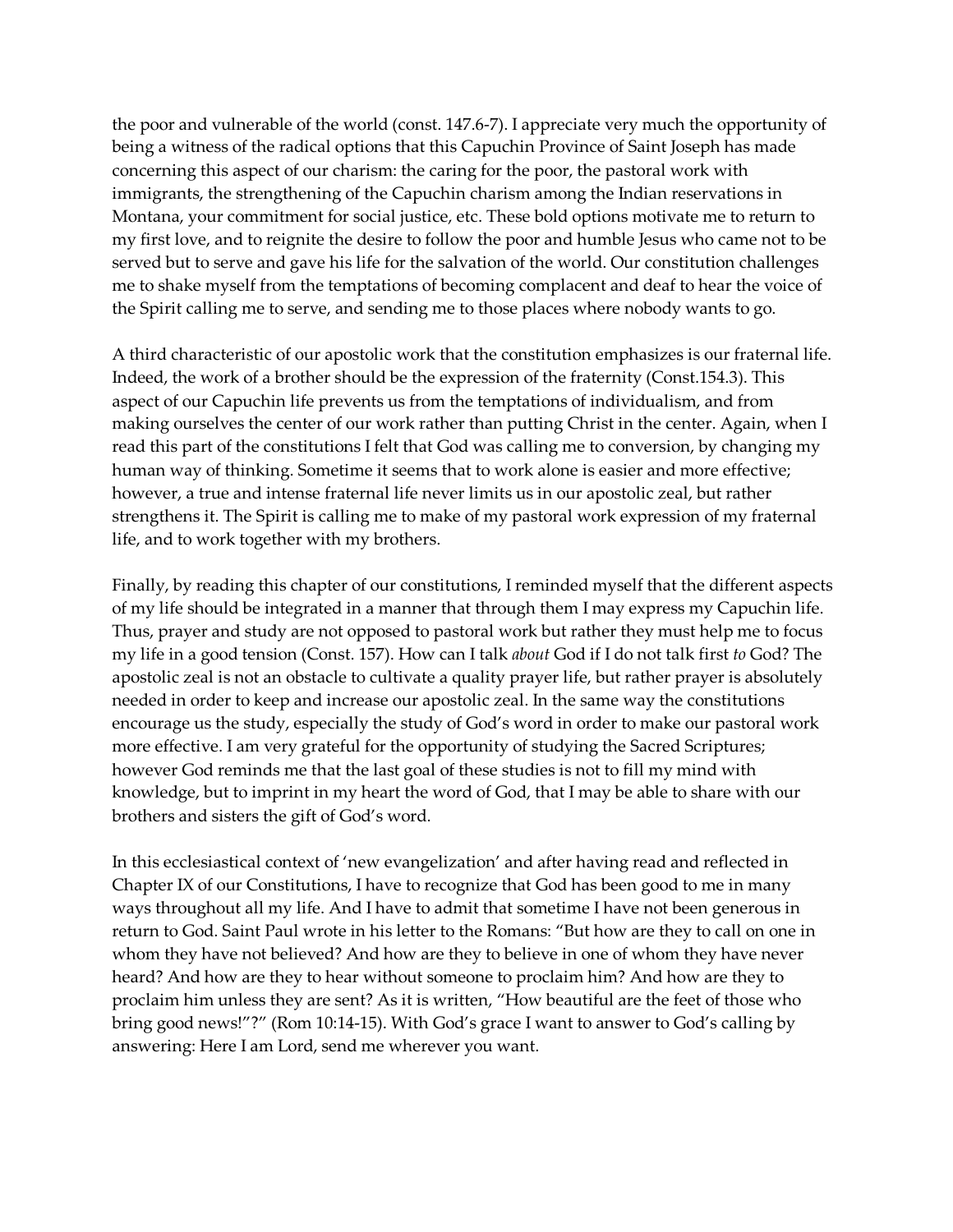the poor and vulnerable of the world (const. 147.6-7). I appreciate very much the opportunity of being a witness of the radical options that this Capuchin Province of Saint Joseph has made concerning this aspect of our charism: the caring for the poor, the pastoral work with immigrants, the strengthening of the Capuchin charism among the Indian reservations in Montana, your commitment for social justice, etc. These bold options motivate me to return to my first love, and to reignite the desire to follow the poor and humble Jesus who came not to be served but to serve and gave his life for the salvation of the world. Our constitution challenges me to shake myself from the temptations of becoming complacent and deaf to hear the voice of the Spirit calling me to serve, and sending me to those places where nobody wants to go.

A third characteristic of our apostolic work that the constitution emphasizes is our fraternal life. Indeed, the work of a brother should be the expression of the fraternity (Const.154.3). This aspect of our Capuchin life prevents us from the temptations of individualism, and from making ourselves the center of our work rather than putting Christ in the center. Again, when I read this part of the constitutions I felt that God was calling me to conversion, by changing my human way of thinking. Sometime it seems that to work alone is easier and more effective; however, a true and intense fraternal life never limits us in our apostolic zeal, but rather strengthens it. The Spirit is calling me to make of my pastoral work expression of my fraternal life, and to work together with my brothers.

Finally, by reading this chapter of our constitutions, I reminded myself that the different aspects of my life should be integrated in a manner that through them I may express my Capuchin life. Thus, prayer and study are not opposed to pastoral work but rather they must help me to focus my life in a good tension (Const. 157). How can I talk *about* God if I do not talk first *to* God? The apostolic zeal is not an obstacle to cultivate a quality prayer life, but rather prayer is absolutely needed in order to keep and increase our apostolic zeal. In the same way the constitutions encourage us the study, especially the study of God's word in order to make our pastoral work more effective. I am very grateful for the opportunity of studying the Sacred Scriptures; however God reminds me that the last goal of these studies is not to fill my mind with knowledge, but to imprint in my heart the word of God, that I may be able to share with our brothers and sisters the gift of God's word.

In this ecclesiastical context of 'new evangelization' and after having read and reflected in Chapter IX of our Constitutions, I have to recognize that God has been good to me in many ways throughout all my life. And I have to admit that sometime I have not been generous in return to God. Saint Paul wrote in his letter to the Romans: "But how are they to call on one in whom they have not believed? And how are they to believe in one of whom they have never heard? And how are they to hear without someone to proclaim him? And how are they to proclaim him unless they are sent? As it is written, "How beautiful are the feet of those who bring good news!"?" (Rom 10:14-15). With God's grace I want to answer to God's calling by answering: Here I am Lord, send me wherever you want.